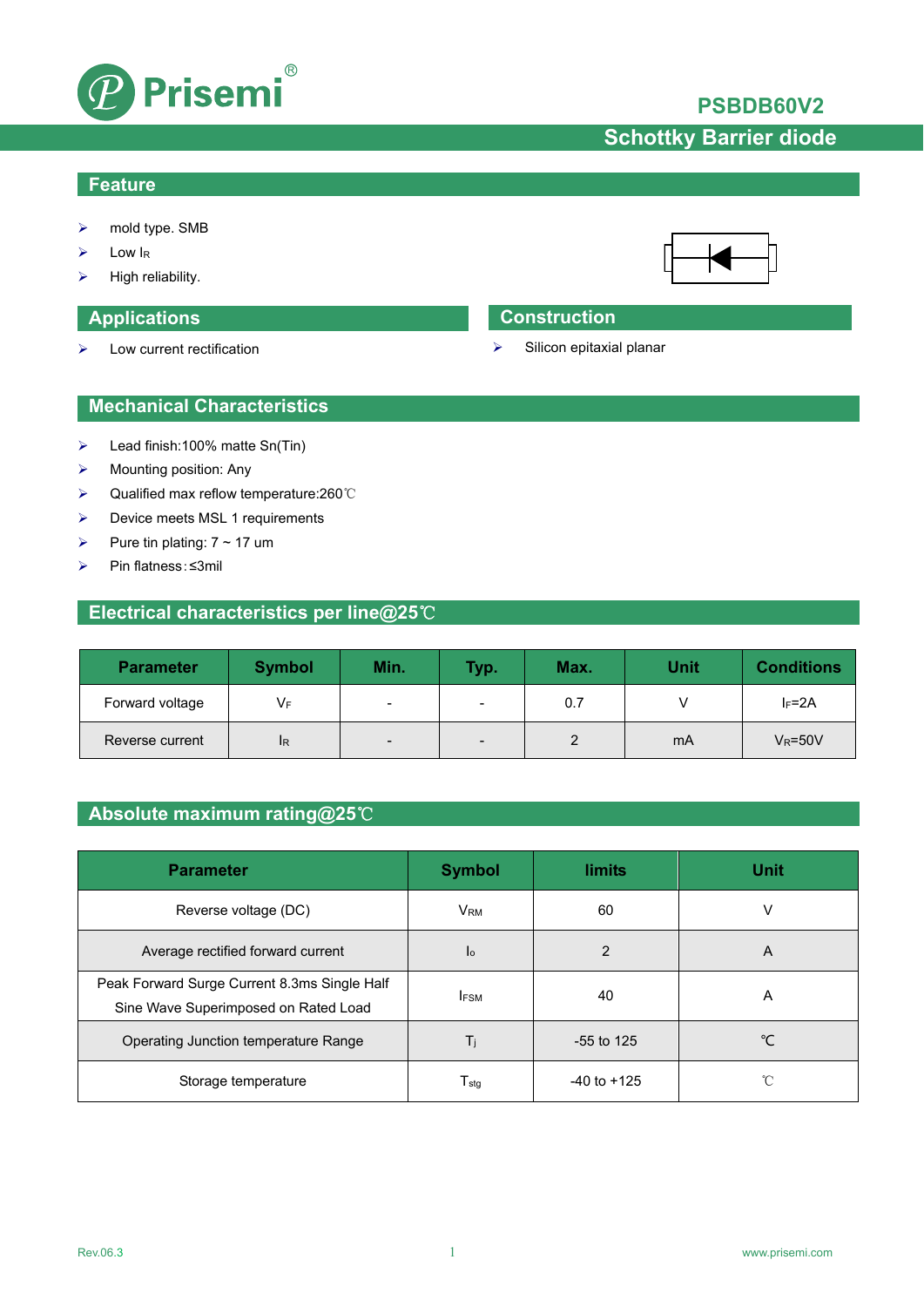# PSBDB60V2

## Schottky Barrier diode

## Feature

- mold type. SMB
- Low $I_R$
- High reliability.

## Applications

- Low current rectification

## Construction

- Silicon epitaxial planar

## Mechanical Characteristics

- Lead finish:100% matte Sn(Tin)
- Mounting position: Any
- Qualified max reflow temperature:260℃
- Device meets MSL 1 requirements
- Pure tin plating: 7 ~ 17 um
- Pin flatness:≤3mil

## Electrical characteristics per line@25℃

| Parameter | Symbol | Min. | Typ. | Max. | Unit | Conditions |
|---|---|---|---|---|---|---|
| Forward voltage | $V_F$ | - | - | 0.7 | V | $I_F$=2A |
| Reverse current | $I_R$ | - | - | 2 | mA | $V_R$=50V |

## Absolute maximum rating@25℃

| Parameter | Symbol | limits | Unit |
|---|---|---|---|
| Reverse voltage (DC) | $V_{RM}$ | 60 | V |
| Average rectified forward current | $I_o$ | 2 | A |
| Peak Forward Surge Current 8.3ms Single Half Sine Wave Superimposed on Rated Load | $I_{FSM}$ | 40 | A |
| Operating Junction temperature Range | $T_j$ | -55 to 125 | ℃ |
| Storage temperature | $T_{stg}$ | -40 to +125 | ℃ |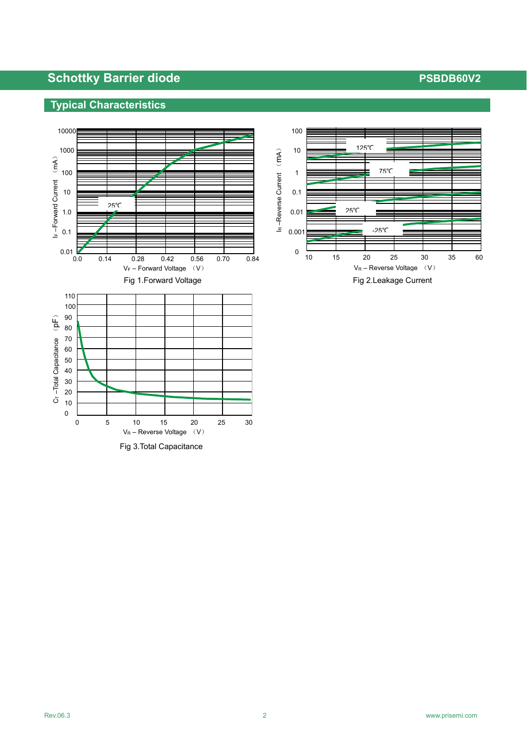## Typical Characteristics

Fig 1.Forward Voltage

Fig 2.Leakage Current

Fig 3.Total Capacitance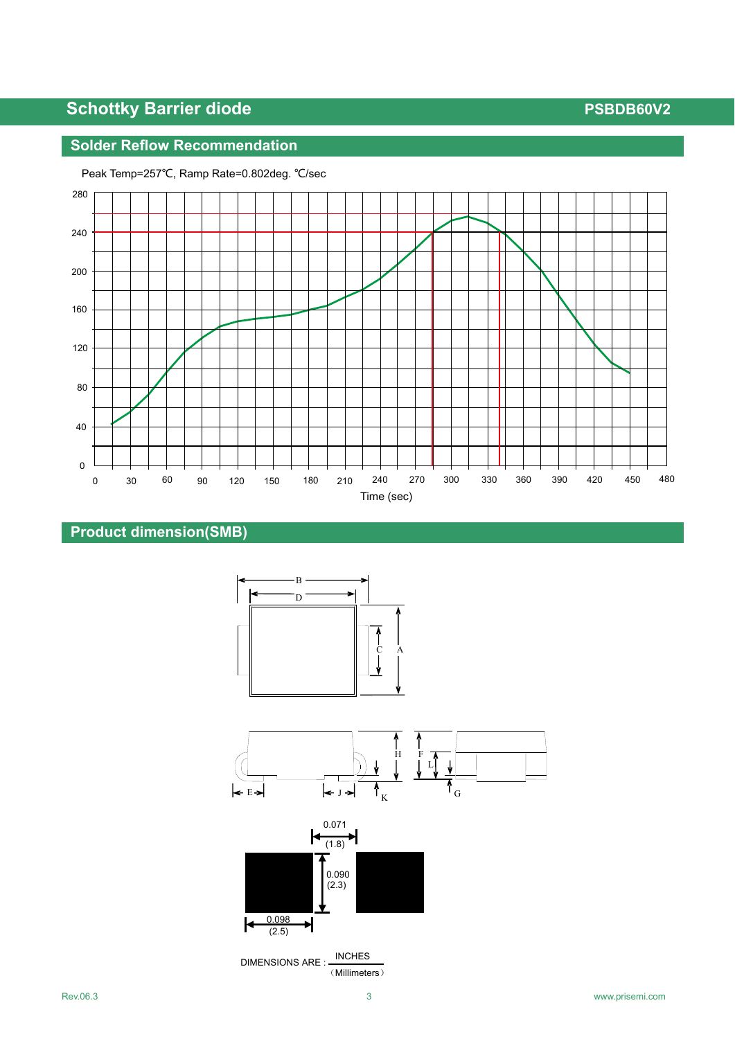## Solder Reflow Recommendation

Peak Temp=257℃, Ramp Rate=0.802deg. ℃/sec

Time (sec)

## Product dimension(SMB)

0.071
(1.8)

0.090
(2.3)

0.098
(2.5)

DIMENSIONS ARE : INCHES / (Millimeters)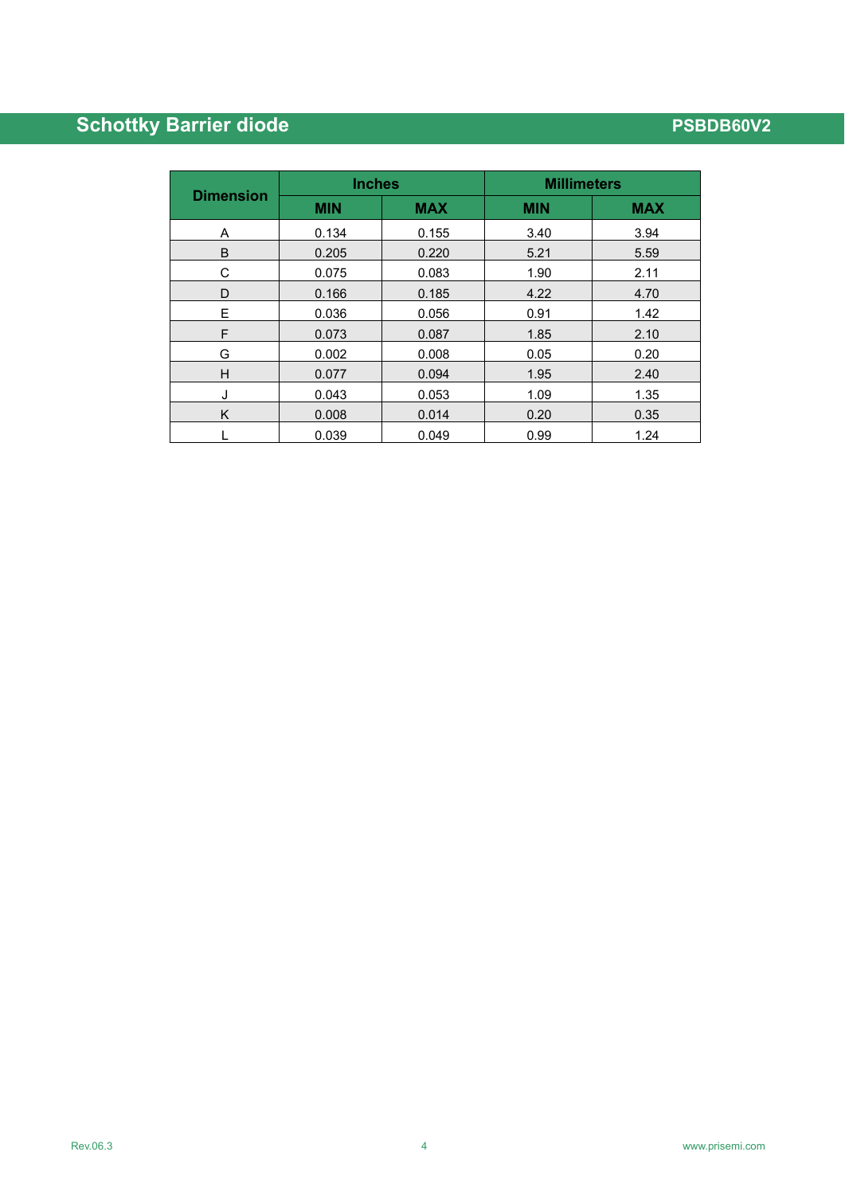| Dimension | Inches | | Millimeters | |
|---|---|---|---|---|
| | MIN | MAX | MIN | MAX |
| A | 0.134 | 0.155 | 3.40 | 3.94 |
| B | 0.205 | 0.220 | 5.21 | 5.59 |
| C | 0.075 | 0.083 | 1.90 | 2.11 |
| D | 0.166 | 0.185 | 4.22 | 4.70 |
| E | 0.036 | 0.056 | 0.91 | 1.42 |
| F | 0.073 | 0.087 | 1.85 | 2.10 |
| G | 0.002 | 0.008 | 0.05 | 0.20 |
| H | 0.077 | 0.094 | 1.95 | 2.40 |
| J | 0.043 | 0.053 | 1.09 | 1.35 |
| K | 0.008 | 0.014 | 0.20 | 0.35 |
| L | 0.039 | 0.049 | 0.99 | 1.24 |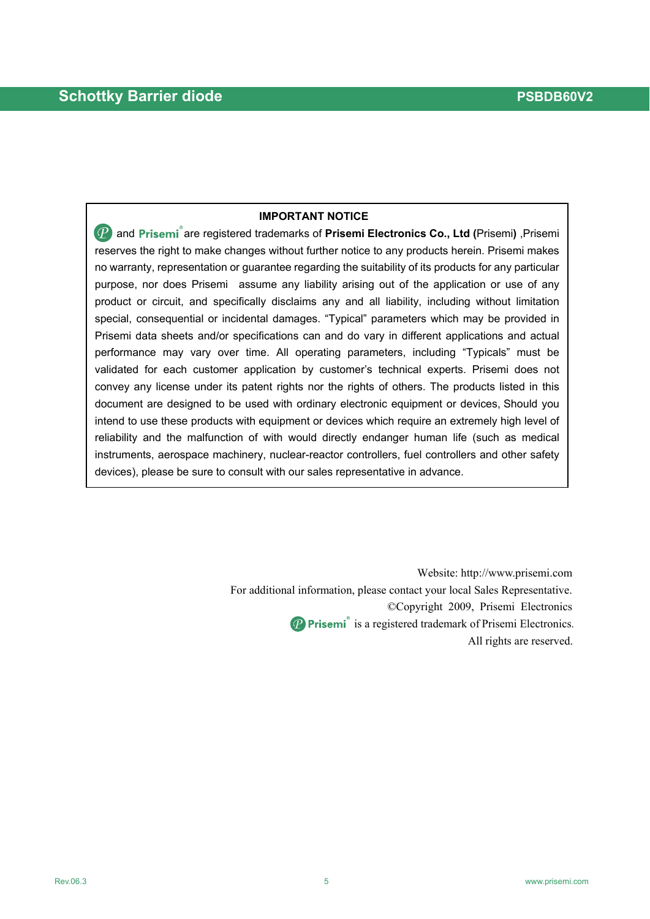## IMPORTANT NOTICE

and **Prisemi**® are registered trademarks of **Prisemi Electronics Co., Ltd (**Prisemi**)** ,Prisemi reserves the right to make changes without further notice to any products herein. Prisemi makes no warranty, representation or guarantee regarding the suitability of its products for any particular purpose, nor does Prisemi assume any liability arising out of the application or use of any product or circuit, and specifically disclaims any and all liability, including without limitation special, consequential or incidental damages. "Typical" parameters which may be provided in Prisemi data sheets and/or specifications can and do vary in different applications and actual performance may vary over time. All operating parameters, including "Typicals" must be validated for each customer application by customer's technical experts. Prisemi does not convey any license under its patent rights nor the rights of others. The products listed in this document are designed to be used with ordinary electronic equipment or devices, Should you intend to use these products with equipment or devices which require an extremely high level of reliability and the malfunction of with would directly endanger human life (such as medical instruments, aerospace machinery, nuclear-reactor controllers, fuel controllers and other safety devices), please be sure to consult with our sales representative in advance.

Website: http://www.prisemi.com

For additional information, please contact your local Sales Representative.

©Copyright 2009, Prisemi Electronics

**Prisemi**® is a registered trademark of Prisemi Electronics.

All rights are reserved.